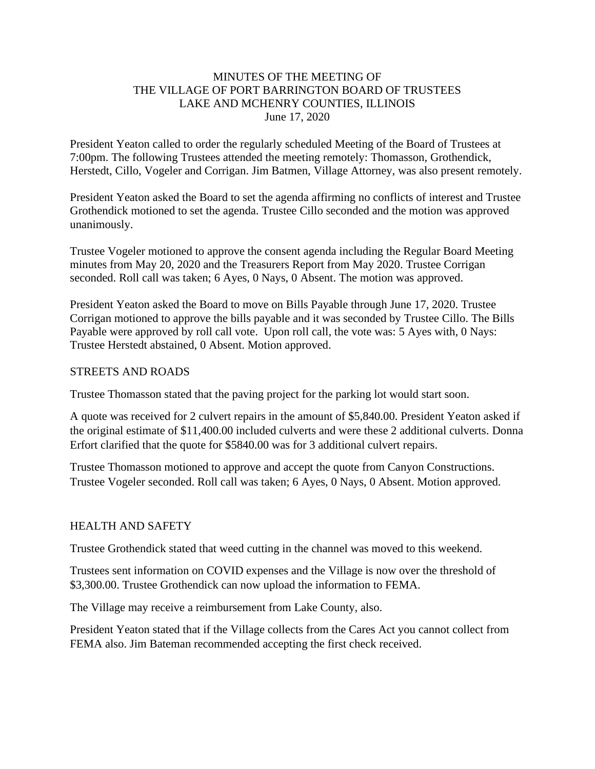MINUTES OF THE MEETING OF
THE VILLAGE OF PORT BARRINGTON BOARD OF TRUSTEES
LAKE AND MCHENRY COUNTIES, ILLINOIS
June 17, 2020

President Yeaton called to order the regularly scheduled Meeting of the Board of Trustees at 7:00pm. The following Trustees attended the meeting remotely: Thomasson, Grothendick, Herstedt, Cillo, Vogeler and Corrigan. Jim Batmen, Village Attorney, was also present remotely.

President Yeaton asked the Board to set the agenda affirming no conflicts of interest and Trustee Grothendick motioned to set the agenda. Trustee Cillo seconded and the motion was approved unanimously.

Trustee Vogeler motioned to approve the consent agenda including the Regular Board Meeting minutes from May 20, 2020 and the Treasurers Report from May 2020. Trustee Corrigan seconded. Roll call was taken; 6 Ayes, 0 Nays, 0 Absent. The motion was approved.

President Yeaton asked the Board to move on Bills Payable through June 17, 2020. Trustee Corrigan motioned to approve the bills payable and it was seconded by Trustee Cillo. The Bills Payable were approved by roll call vote. Upon roll call, the vote was: 5 Ayes with, 0 Nays: Trustee Herstedt abstained, 0 Absent. Motion approved.

STREETS AND ROADS

Trustee Thomasson stated that the paving project for the parking lot would start soon.

A quote was received for 2 culvert repairs in the amount of $5,840.00. President Yeaton asked if the original estimate of $11,400.00 included culverts and were these 2 additional culverts. Donna Erfort clarified that the quote for $5840.00 was for 3 additional culvert repairs.

Trustee Thomasson motioned to approve and accept the quote from Canyon Constructions. Trustee Vogeler seconded. Roll call was taken; 6 Ayes, 0 Nays, 0 Absent. Motion approved.

HEALTH AND SAFETY

Trustee Grothendick stated that weed cutting in the channel was moved to this weekend.

Trustees sent information on COVID expenses and the Village is now over the threshold of $3,300.00. Trustee Grothendick can now upload the information to FEMA.

The Village may receive a reimbursement from Lake County, also.

President Yeaton stated that if the Village collects from the Cares Act you cannot collect from FEMA also. Jim Bateman recommended accepting the first check received.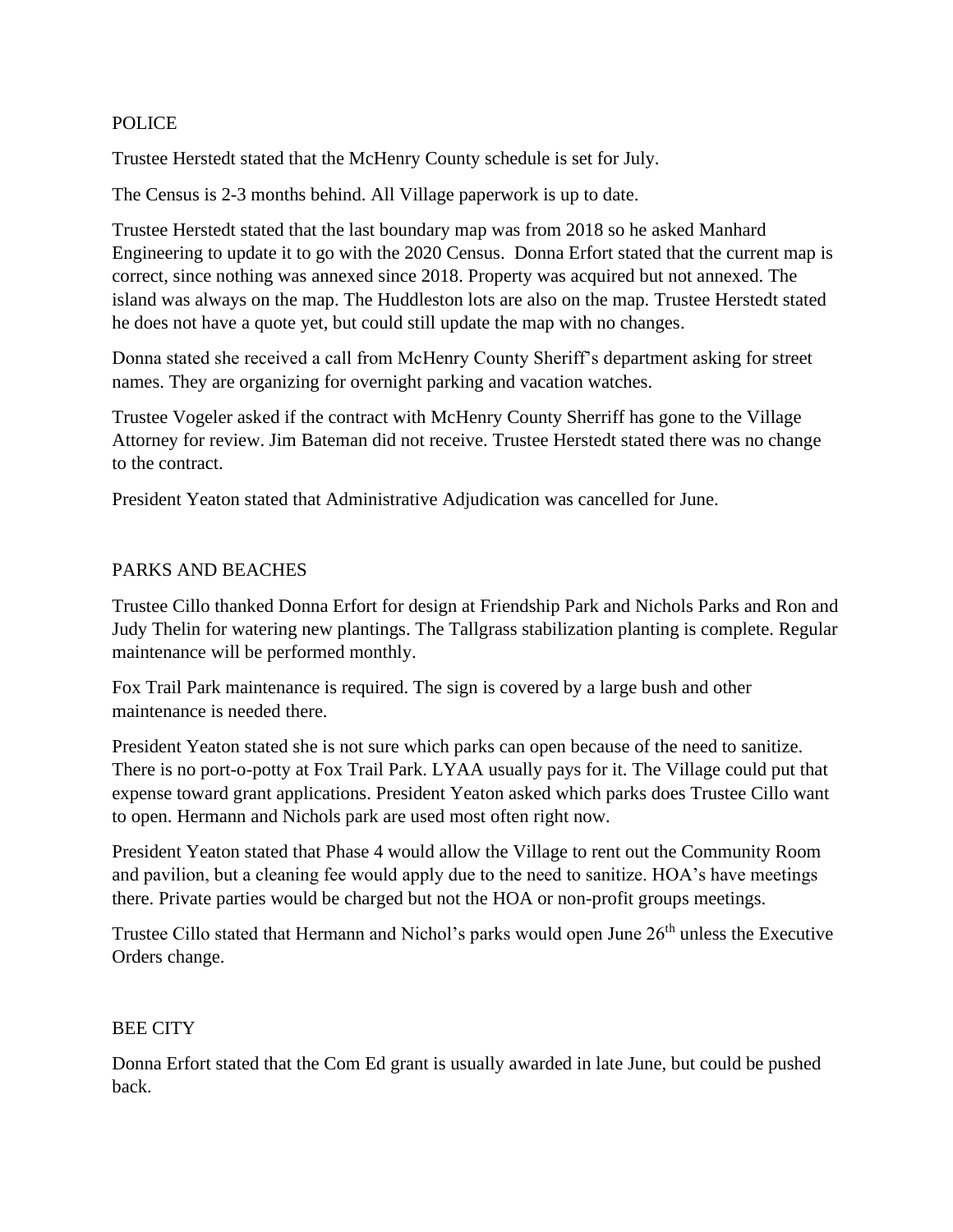POLICE

Trustee Herstedt stated that the McHenry County schedule is set for July.

The Census is 2-3 months behind. All Village paperwork is up to date.

Trustee Herstedt stated that the last boundary map was from 2018 so he asked Manhard Engineering to update it to go with the 2020 Census. Donna Erfort stated that the current map is correct, since nothing was annexed since 2018. Property was acquired but not annexed. The island was always on the map. The Huddleston lots are also on the map. Trustee Herstedt stated he does not have a quote yet, but could still update the map with no changes.

Donna stated she received a call from McHenry County Sheriff's department asking for street names. They are organizing for overnight parking and vacation watches.

Trustee Vogeler asked if the contract with McHenry County Sherriff has gone to the Village Attorney for review. Jim Bateman did not receive. Trustee Herstedt stated there was no change to the contract.

President Yeaton stated that Administrative Adjudication was cancelled for June.

PARKS AND BEACHES

Trustee Cillo thanked Donna Erfort for design at Friendship Park and Nichols Parks and Ron and Judy Thelin for watering new plantings. The Tallgrass stabilization planting is complete. Regular maintenance will be performed monthly.

Fox Trail Park maintenance is required. The sign is covered by a large bush and other maintenance is needed there.

President Yeaton stated she is not sure which parks can open because of the need to sanitize. There is no port-o-potty at Fox Trail Park. LYAA usually pays for it. The Village could put that expense toward grant applications. President Yeaton asked which parks does Trustee Cillo want to open. Hermann and Nichols park are used most often right now.

President Yeaton stated that Phase 4 would allow the Village to rent out the Community Room and pavilion, but a cleaning fee would apply due to the need to sanitize. HOA's have meetings there. Private parties would be charged but not the HOA or non-profit groups meetings.

Trustee Cillo stated that Hermann and Nichol's parks would open June 26th unless the Executive Orders change.

BEE CITY

Donna Erfort stated that the Com Ed grant is usually awarded in late June, but could be pushed back.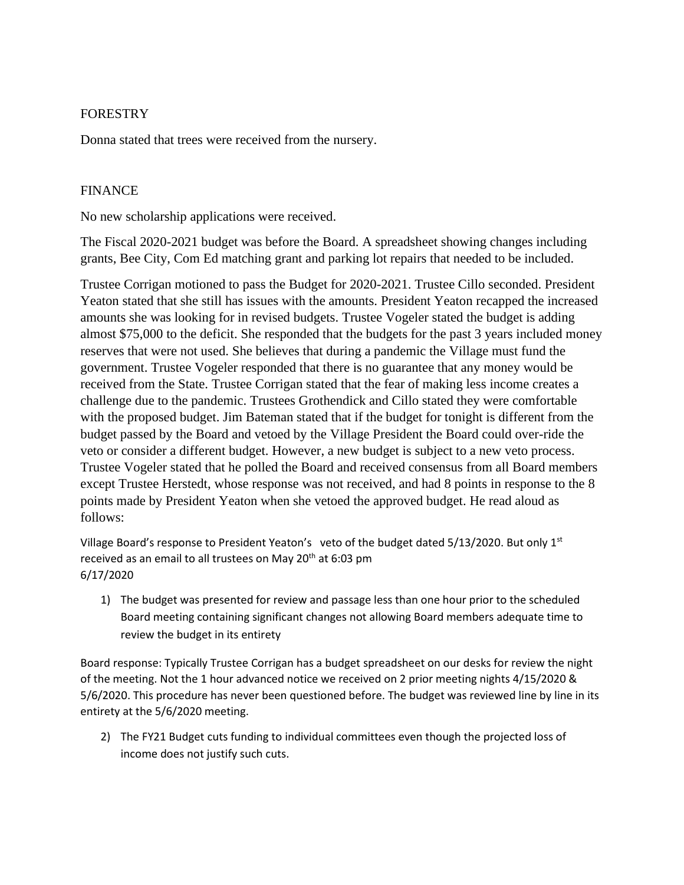FORESTRY

Donna stated that trees were received from the nursery.

FINANCE

No new scholarship applications were received.

The Fiscal 2020-2021 budget was before the Board. A spreadsheet showing changes including grants, Bee City, Com Ed matching grant and parking lot repairs that needed to be included.

Trustee Corrigan motioned to pass the Budget for 2020-2021. Trustee Cillo seconded. President Yeaton stated that she still has issues with the amounts. President Yeaton recapped the increased amounts she was looking for in revised budgets. Trustee Vogeler stated the budget is adding almost $75,000 to the deficit. She responded that the budgets for the past 3 years included money reserves that were not used. She believes that during a pandemic the Village must fund the government. Trustee Vogeler responded that there is no guarantee that any money would be received from the State. Trustee Corrigan stated that the fear of making less income creates a challenge due to the pandemic. Trustees Grothendick and Cillo stated they were comfortable with the proposed budget. Jim Bateman stated that if the budget for tonight is different from the budget passed by the Board and vetoed by the Village President the Board could over-ride the veto or consider a different budget. However, a new budget is subject to a new veto process. Trustee Vogeler stated that he polled the Board and received consensus from all Board members except Trustee Herstedt, whose response was not received, and had 8 points in response to the 8 points made by President Yeaton when she vetoed the approved budget. He read aloud as follows:

Village Board's response to President Yeaton's veto of the budget dated 5/13/2020. But only 1st received as an email to all trustees on May 20th at 6:03 pm
6/17/2020

1) The budget was presented for review and passage less than one hour prior to the scheduled Board meeting containing significant changes not allowing Board members adequate time to review the budget in its entirety

Board response: Typically Trustee Corrigan has a budget spreadsheet on our desks for review the night of the meeting. Not the 1 hour advanced notice we received on 2 prior meeting nights 4/15/2020 & 5/6/2020. This procedure has never been questioned before. The budget was reviewed line by line in its entirety at the 5/6/2020 meeting.

2) The FY21 Budget cuts funding to individual committees even though the projected loss of income does not justify such cuts.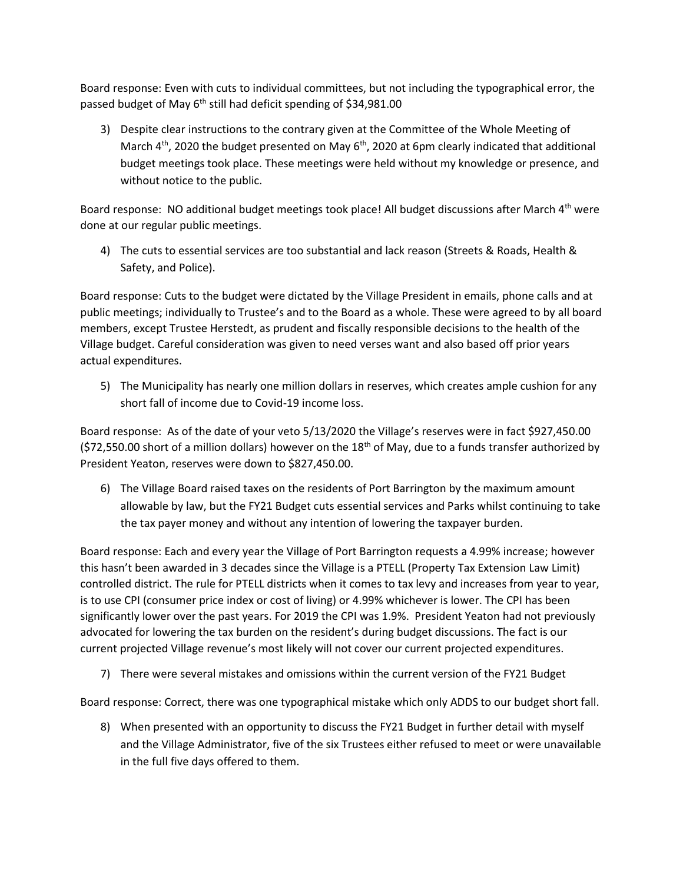Board response: Even with cuts to individual committees, but not including the typographical error, the passed budget of May 6th still had deficit spending of $34,981.00

3) Despite clear instructions to the contrary given at the Committee of the Whole Meeting of March 4th, 2020 the budget presented on May 6th, 2020 at 6pm clearly indicated that additional budget meetings took place. These meetings were held without my knowledge or presence, and without notice to the public.

Board response: NO additional budget meetings took place! All budget discussions after March 4th were done at our regular public meetings.

4) The cuts to essential services are too substantial and lack reason (Streets & Roads, Health & Safety, and Police).

Board response: Cuts to the budget were dictated by the Village President in emails, phone calls and at public meetings; individually to Trustee's and to the Board as a whole. These were agreed to by all board members, except Trustee Herstedt, as prudent and fiscally responsible decisions to the health of the Village budget. Careful consideration was given to need verses want and also based off prior years actual expenditures.

5) The Municipality has nearly one million dollars in reserves, which creates ample cushion for any short fall of income due to Covid-19 income loss.

Board response: As of the date of your veto 5/13/2020 the Village's reserves were in fact $927,450.00 ($72,550.00 short of a million dollars) however on the 18th of May, due to a funds transfer authorized by President Yeaton, reserves were down to $827,450.00.

6) The Village Board raised taxes on the residents of Port Barrington by the maximum amount allowable by law, but the FY21 Budget cuts essential services and Parks whilst continuing to take the tax payer money and without any intention of lowering the taxpayer burden.

Board response: Each and every year the Village of Port Barrington requests a 4.99% increase; however this hasn't been awarded in 3 decades since the Village is a PTELL (Property Tax Extension Law Limit) controlled district. The rule for PTELL districts when it comes to tax levy and increases from year to year, is to use CPI (consumer price index or cost of living) or 4.99% whichever is lower. The CPI has been significantly lower over the past years. For 2019 the CPI was 1.9%. President Yeaton had not previously advocated for lowering the tax burden on the resident's during budget discussions. The fact is our current projected Village revenue's most likely will not cover our current projected expenditures.

7) There were several mistakes and omissions within the current version of the FY21 Budget

Board response: Correct, there was one typographical mistake which only ADDS to our budget short fall.

8) When presented with an opportunity to discuss the FY21 Budget in further detail with myself and the Village Administrator, five of the six Trustees either refused to meet or were unavailable in the full five days offered to them.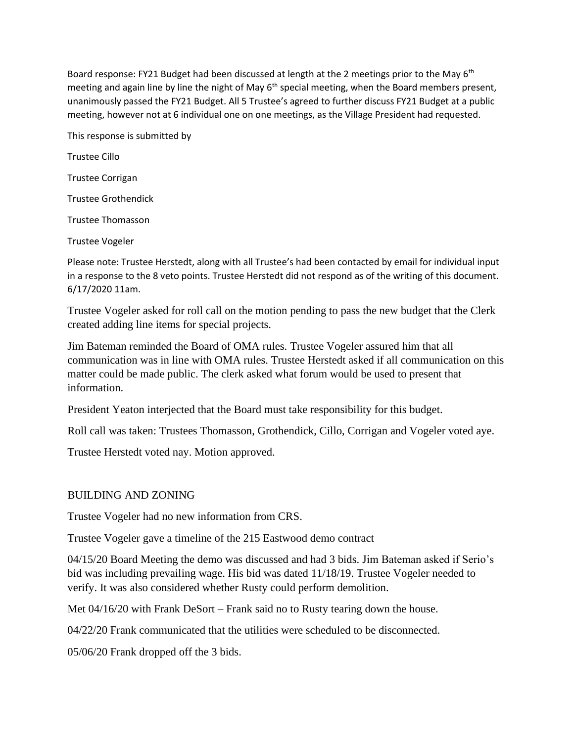Board response: FY21 Budget had been discussed at length at the 2 meetings prior to the May 6th meeting and again line by line the night of May 6th special meeting, when the Board members present, unanimously passed the FY21 Budget. All 5 Trustee's agreed to further discuss FY21 Budget at a public meeting, however not at 6 individual one on one meetings, as the Village President had requested.

This response is submitted by

Trustee Cillo

Trustee Corrigan

Trustee Grothendick

Trustee Thomasson

Trustee Vogeler

Please note: Trustee Herstedt, along with all Trustee's had been contacted by email for individual input in a response to the 8 veto points. Trustee Herstedt did not respond as of the writing of this document. 6/17/2020 11am.

Trustee Vogeler asked for roll call on the motion pending to pass the new budget that the Clerk created adding line items for special projects.

Jim Bateman reminded the Board of OMA rules. Trustee Vogeler assured him that all communication was in line with OMA rules. Trustee Herstedt asked if all communication on this matter could be made public. The clerk asked what forum would be used to present that information.

President Yeaton interjected that the Board must take responsibility for this budget.

Roll call was taken: Trustees Thomasson, Grothendick, Cillo, Corrigan and Vogeler voted aye.

Trustee Herstedt voted nay. Motion approved.

## BUILDING AND ZONING

Trustee Vogeler had no new information from CRS.

Trustee Vogeler gave a timeline of the 215 Eastwood demo contract

04/15/20 Board Meeting the demo was discussed and had 3 bids. Jim Bateman asked if Serio's bid was including prevailing wage. His bid was dated 11/18/19. Trustee Vogeler needed to verify. It was also considered whether Rusty could perform demolition.

Met 04/16/20 with Frank DeSort – Frank said no to Rusty tearing down the house.

04/22/20 Frank communicated that the utilities were scheduled to be disconnected.

05/06/20 Frank dropped off the 3 bids.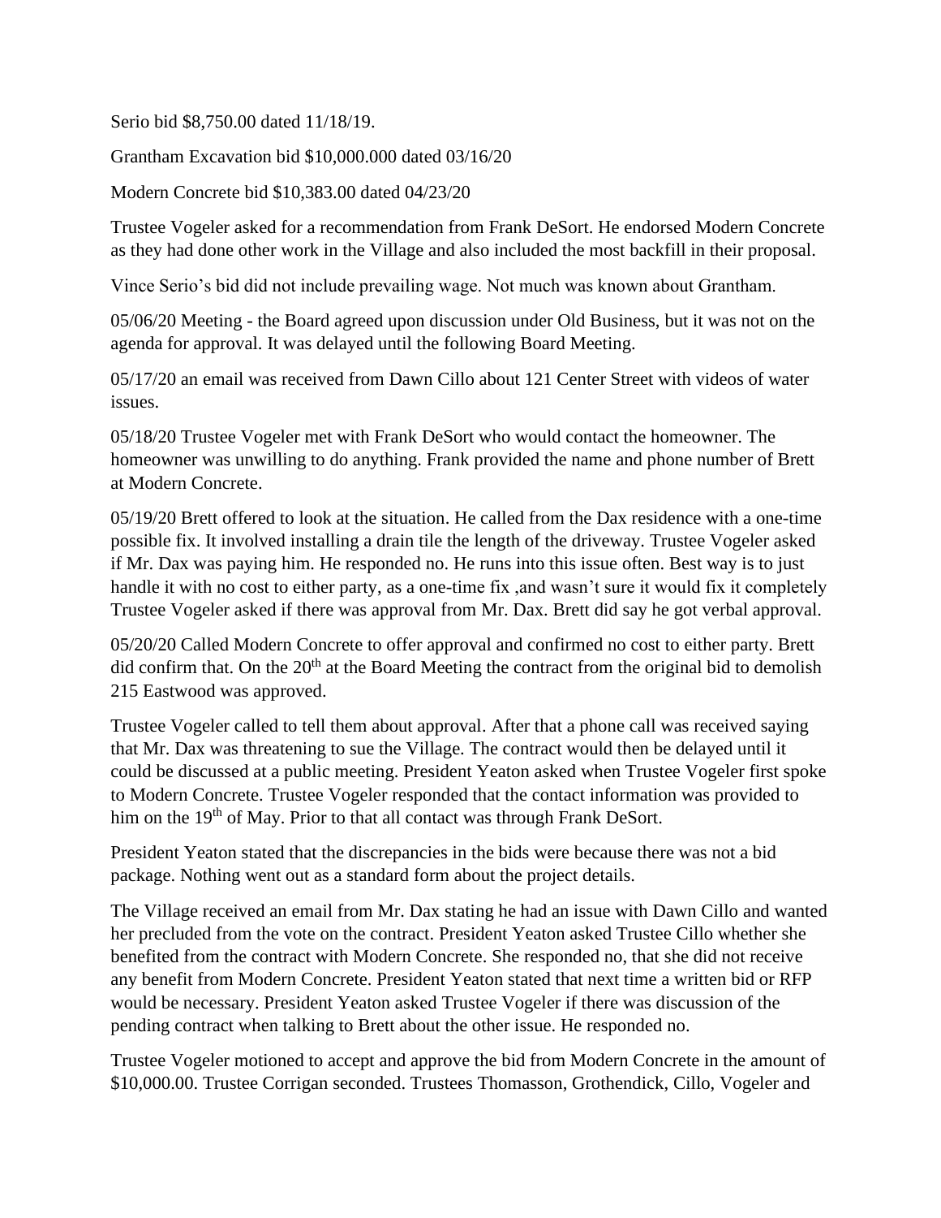Serio bid $8,750.00 dated 11/18/19.

Grantham Excavation bid $10,000.000 dated 03/16/20

Modern Concrete bid $10,383.00 dated 04/23/20

Trustee Vogeler asked for a recommendation from Frank DeSort. He endorsed Modern Concrete as they had done other work in the Village and also included the most backfill in their proposal.

Vince Serio's bid did not include prevailing wage. Not much was known about Grantham.

05/06/20 Meeting - the Board agreed upon discussion under Old Business, but it was not on the agenda for approval. It was delayed until the following Board Meeting.

05/17/20 an email was received from Dawn Cillo about 121 Center Street with videos of water issues.

05/18/20 Trustee Vogeler met with Frank DeSort who would contact the homeowner. The homeowner was unwilling to do anything. Frank provided the name and phone number of Brett at Modern Concrete.

05/19/20 Brett offered to look at the situation. He called from the Dax residence with a one-time possible fix. It involved installing a drain tile the length of the driveway. Trustee Vogeler asked if Mr. Dax was paying him. He responded no. He runs into this issue often. Best way is to just handle it with no cost to either party, as a one-time fix ,and wasn't sure it would fix it completely Trustee Vogeler asked if there was approval from Mr. Dax. Brett did say he got verbal approval.

05/20/20 Called Modern Concrete to offer approval and confirmed no cost to either party. Brett did confirm that. On the 20th at the Board Meeting the contract from the original bid to demolish 215 Eastwood was approved.

Trustee Vogeler called to tell them about approval. After that a phone call was received saying that Mr. Dax was threatening to sue the Village. The contract would then be delayed until it could be discussed at a public meeting. President Yeaton asked when Trustee Vogeler first spoke to Modern Concrete. Trustee Vogeler responded that the contact information was provided to him on the 19th of May. Prior to that all contact was through Frank DeSort.

President Yeaton stated that the discrepancies in the bids were because there was not a bid package. Nothing went out as a standard form about the project details.

The Village received an email from Mr. Dax stating he had an issue with Dawn Cillo and wanted her precluded from the vote on the contract. President Yeaton asked Trustee Cillo whether she benefited from the contract with Modern Concrete. She responded no, that she did not receive any benefit from Modern Concrete. President Yeaton stated that next time a written bid or RFP would be necessary. President Yeaton asked Trustee Vogeler if there was discussion of the pending contract when talking to Brett about the other issue. He responded no.

Trustee Vogeler motioned to accept and approve the bid from Modern Concrete in the amount of $10,000.00. Trustee Corrigan seconded. Trustees Thomasson, Grothendick, Cillo, Vogeler and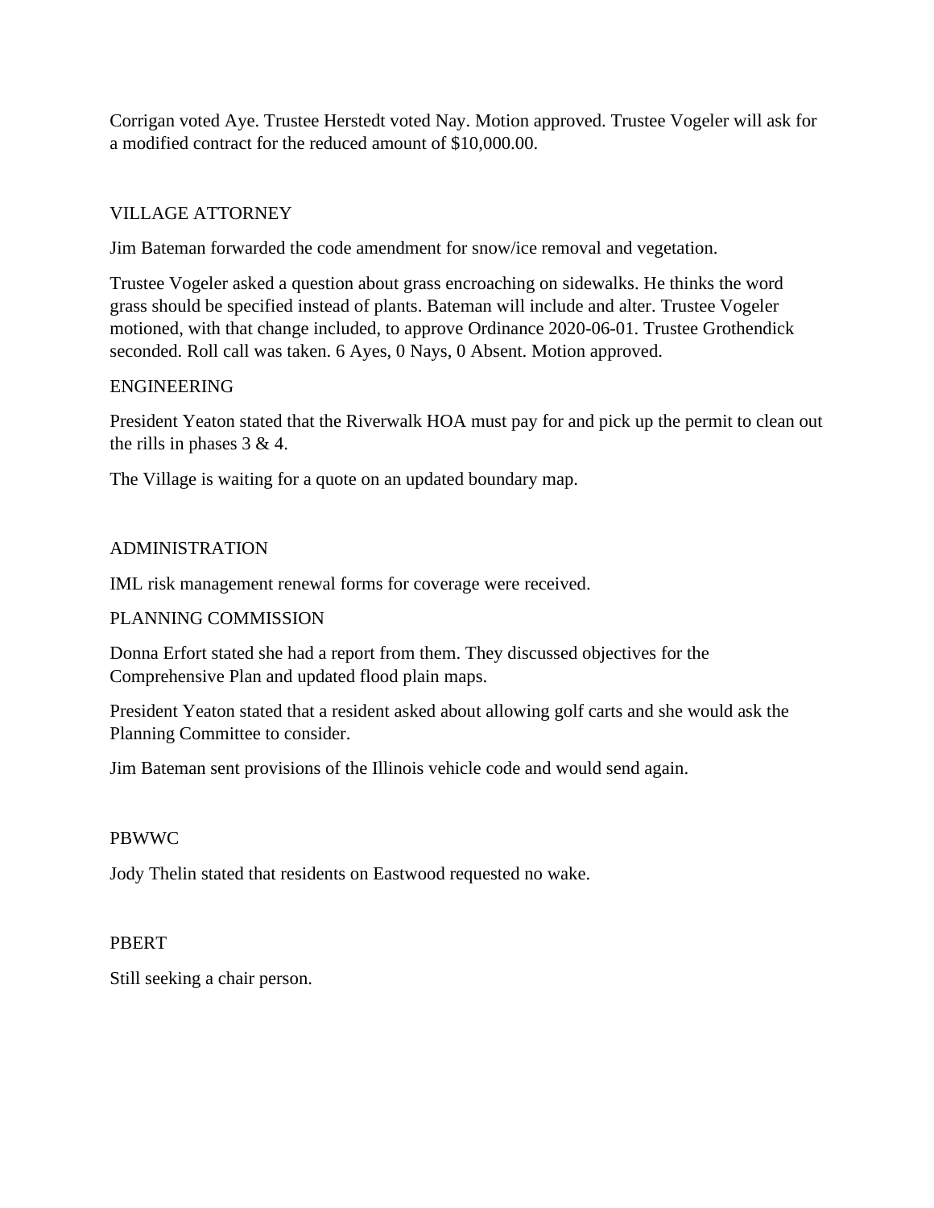Corrigan voted Aye. Trustee Herstedt voted Nay. Motion approved. Trustee Vogeler will ask for a modified contract for the reduced amount of $10,000.00.

## VILLAGE ATTORNEY

Jim Bateman forwarded the code amendment for snow/ice removal and vegetation.

Trustee Vogeler asked a question about grass encroaching on sidewalks. He thinks the word grass should be specified instead of plants. Bateman will include and alter. Trustee Vogeler motioned, with that change included, to approve Ordinance 2020-06-01. Trustee Grothendick seconded. Roll call was taken. 6 Ayes, 0 Nays, 0 Absent. Motion approved.

## ENGINEERING

President Yeaton stated that the Riverwalk HOA must pay for and pick up the permit to clean out the rills in phases 3 & 4.

The Village is waiting for a quote on an updated boundary map.

## ADMINISTRATION

IML risk management renewal forms for coverage were received.

## PLANNING COMMISSION

Donna Erfort stated she had a report from them. They discussed objectives for the Comprehensive Plan and updated flood plain maps.

President Yeaton stated that a resident asked about allowing golf carts and she would ask the Planning Committee to consider.

Jim Bateman sent provisions of the Illinois vehicle code and would send again.

## PBWWC

Jody Thelin stated that residents on Eastwood requested no wake.

## PBERT

Still seeking a chair person.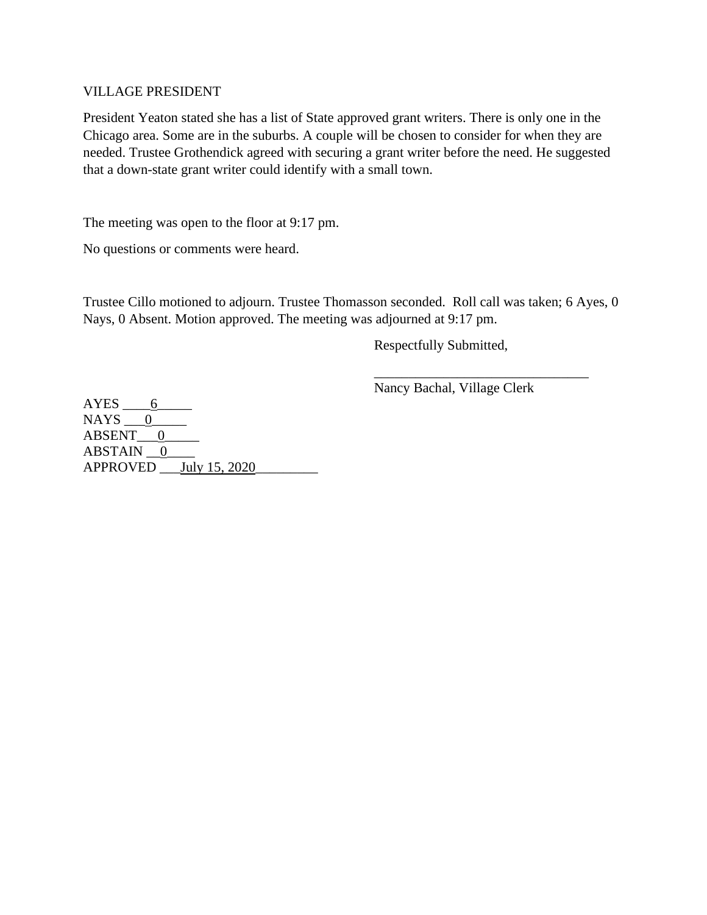VILLAGE PRESIDENT

President Yeaton stated she has a list of State approved grant writers. There is only one in the Chicago area. Some are in the suburbs. A couple will be chosen to consider for when they are needed. Trustee Grothendick agreed with securing a grant writer before the need. He suggested that a down-state grant writer could identify with a small town.

The meeting was open to the floor at 9:17 pm.

No questions or comments were heard.

Trustee Cillo motioned to adjourn. Trustee Thomasson seconded. Roll call was taken; 6 Ayes, 0 Nays, 0 Absent. Motion approved. The meeting was adjourned at 9:17 pm.

Respectfully Submitted,

_______________________________

Nancy Bachal, Village Clerk

AYES ____6_____
NAYS ___0_____
ABSENT___0_____
ABSTAIN __0____
APPROVED ___July 15, 2020_________